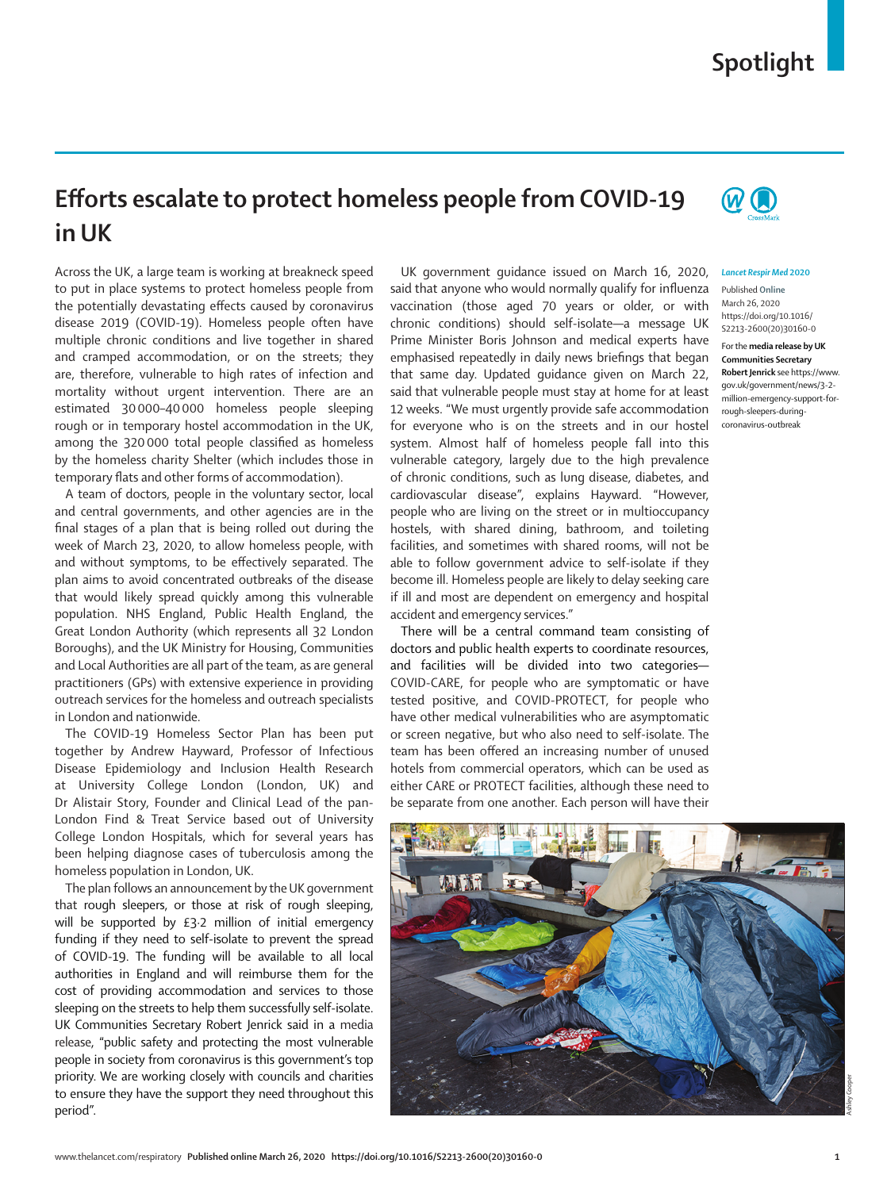# Efforts escalate to protect homeless people from COVID-19 in UK

Across the UK, a large team is working at breakneck speed to put in place systems to protect homeless people from the potentially devastating effects caused by coronavirus disease 2019 (COVID-19). Homeless people often have multiple chronic conditions and live together in shared and cramped accommodation, or on the streets; they are, therefore, vulnerable to high rates of infection and mortality without urgent intervention. There are an estimated 30 000–40 000 homeless people sleeping rough or in temporary hostel accommodation in the UK, among the 320 000 total people classified as homeless by the homeless charity Shelter (which includes those in temporary flats and other forms of accommodation).

A team of doctors, people in the voluntary sector, local and central governments, and other agencies are in the final stages of a plan that is being rolled out during the week of March 23, 2020, to allow homeless people, with and without symptoms, to be effectively separated. The plan aims to avoid concentrated outbreaks of the disease that would likely spread quickly among this vulnerable population. NHS England, Public Health England, the Great London Authority (which represents all 32 London Boroughs), and the UK Ministry for Housing, Communities and Local Authorities are all part of the team, as are general practitioners (GPs) with extensive experience in providing outreach services for the homeless and outreach specialists in London and nationwide.

The COVID-19 Homeless Sector Plan has been put together by Andrew Hayward, Professor of Infectious Disease Epidemiology and Inclusion Health Research at University College London (London, UK) and Dr Alistair Story, Founder and Clinical Lead of the pan-London Find & Treat Service based out of University College London Hospitals, which for several years has been helping diagnose cases of tuberculosis among the homeless population in London, UK.

The plan follows an announcement by the UK government that rough sleepers, or those at risk of rough sleeping, will be supported by £3·2 million of initial emergency funding if they need to self-isolate to prevent the spread of COVID-19. The funding will be available to all local authorities in England and will reimburse them for the cost of providing accommodation and services to those sleeping on the streets to help them successfully self-isolate. UK Communities Secretary Robert Jenrick said in a media release, "public safety and protecting the most vulnerable people in society from coronavirus is this government's top priority. We are working closely with councils and charities to ensure they have the support they need throughout this period".

UK government guidance issued on March 16, 2020, said that anyone who would normally qualify for influenza vaccination (those aged 70 years or older, or with chronic conditions) should self-isolate—a message UK Prime Minister Boris Johnson and medical experts have emphasised repeatedly in daily news briefings that began that same day. Updated guidance given on March 22, said that vulnerable people must stay at home for at least 12 weeks. "We must urgently provide safe accommodation for everyone who is on the streets and in our hostel system. Almost half of homeless people fall into this vulnerable category, largely due to the high prevalence of chronic conditions, such as lung disease, diabetes, and cardiovascular disease", explains Hayward. "However, people who are living on the street or in multioccupancy hostels, with shared dining, bathroom, and toileting facilities, and sometimes with shared rooms, will not be able to follow government advice to self-isolate if they become ill. Homeless people are likely to delay seeking care if ill and most are dependent on emergency and hospital accident and emergency services."

There will be a central command team consisting of doctors and public health experts to coordinate resources, and facilities will be divided into two categories—COVID-CARE, for people who are symptomatic or have tested positive, and COVID-PROTECT, for people who have other medical vulnerabilities who are asymptomatic or screen negative, but who also need to self-isolate. The team has been offered an increasing number of unused hotels from commercial operators, which can be used as either CARE or PROTECT facilities, although these need to be separate from one another. Each person will have their

*Lancet Respir Med* 2020

Published **Online** March 26, 2020 https://doi.org/10.1016/S2213-2600(20)30160-0

For the **media release by UK Communities Secretary Robert Jenrick** see https://www.gov.uk/government/news/3-2-million-emergency-support-for-rough-sleepers-during-coronavirus-outbreak

Ashley Cooper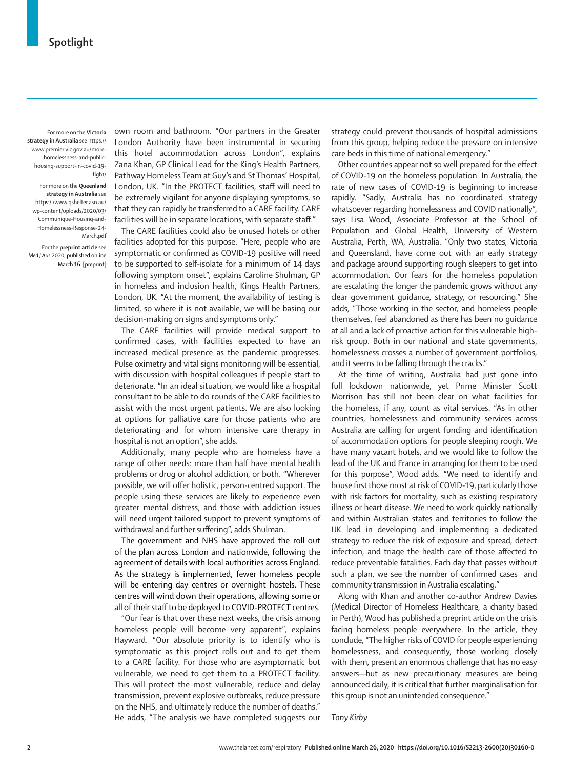For more on the **Victoria strategy in Australia** see https://www.premier.vic.gov.au/more-homelessness-and-public-housing-support-in-covid-19-fight/

For more on the **Queensland strategy in Australia** see https://www.qshelter.asn.au/wp-content/uploads/2020/03/Communique-Housing-and-Homelessness-Response-24-March.pdf

For the **preprint article** see *Med J Aus* 2020; published online March 16. [preprint]

own room and bathroom. "Our partners in the Greater London Authority have been instrumental in securing this hotel accommodation across London", explains Zana Khan, GP Clinical Lead for the King's Health Partners, Pathway Homeless Team at Guy's and St Thomas' Hospital, London, UK. "In the PROTECT facilities, staff will need to be extremely vigilant for anyone displaying symptoms, so that they can rapidly be transferred to a CARE facility. CARE facilities will be in separate locations, with separate staff."

The CARE facilities could also be unused hotels or other facilities adopted for this purpose. "Here, people who are symptomatic or confirmed as COVID-19 positive will need to be supported to self-isolate for a minimum of 14 days following symptom onset", explains Caroline Shulman, GP in homeless and inclusion health, Kings Health Partners, London, UK. "At the moment, the availability of testing is limited, so where it is not available, we will be basing our decision-making on signs and symptoms only."

The CARE facilities will provide medical support to confirmed cases, with facilities expected to have an increased medical presence as the pandemic progresses. Pulse oximetry and vital signs monitoring will be essential, with discussion with hospital colleagues if people start to deteriorate. "In an ideal situation, we would like a hospital consultant to be able to do rounds of the CARE facilities to assist with the most urgent patients. We are also looking at options for palliative care for those patients who are deteriorating and for whom intensive care therapy in hospital is not an option", she adds.

Additionally, many people who are homeless have a range of other needs: more than half have mental health problems or drug or alcohol addiction, or both. "Wherever possible, we will offer holistic, person-centred support. The people using these services are likely to experience even greater mental distress, and those with addiction issues will need urgent tailored support to prevent symptoms of withdrawal and further suffering", adds Shulman.

The government and NHS have approved the roll out of the plan across London and nationwide, following the agreement of details with local authorities across England. As the strategy is implemented, fewer homeless people will be entering day centres or overnight hostels. These centres will wind down their operations, allowing some or all of their staff to be deployed to COVID-PROTECT centres.

"Our fear is that over these next weeks, the crisis among homeless people will become very apparent", explains Hayward. "Our absolute priority is to identify who is symptomatic as this project rolls out and to get them to a CARE facility. For those who are asymptomatic but vulnerable, we need to get them to a PROTECT facility. This will protect the most vulnerable, reduce and delay transmission, prevent explosive outbreaks, reduce pressure on the NHS, and ultimately reduce the number of deaths." He adds, "The analysis we have completed suggests our strategy could prevent thousands of hospital admissions from this group, helping reduce the pressure on intensive care beds in this time of national emergency."

Other countries appear not so well prepared for the effect of COVID-19 on the homeless population. In Australia, the rate of new cases of COVID-19 is beginning to increase rapidly. "Sadly, Australia has no coordinated strategy whatsoever regarding homelessness and COVID nationally", says Lisa Wood, Associate Professor at the School of Population and Global Health, University of Western Australia, Perth, WA, Australia. "Only two states, Victoria and Queensland, have come out with an early strategy and package around supporting rough sleepers to get into accommodation. Our fears for the homeless population are escalating the longer the pandemic grows without any clear government guidance, strategy, or resourcing." She adds, "Those working in the sector, and homeless people themselves, feel abandoned as there has been no guidance at all and a lack of proactive action for this vulnerable high-risk group. Both in our national and state governments, homelessness crosses a number of government portfolios, and it seems to be falling through the cracks."

At the time of writing, Australia had just gone into full lockdown nationwide, yet Prime Minister Scott Morrison has still not been clear on what facilities for the homeless, if any, count as vital services. "As in other countries, homelessness and community services across Australia are calling for urgent funding and identification of accommodation options for people sleeping rough. We have many vacant hotels, and we would like to follow the lead of the UK and France in arranging for them to be used for this purpose", Wood adds. "We need to identify and house first those most at risk of COVID-19, particularly those with risk factors for mortality, such as existing respiratory illness or heart disease. We need to work quickly nationally and within Australian states and territories to follow the UK lead in developing and implementing a dedicated strategy to reduce the risk of exposure and spread, detect infection, and triage the health care of those affected to reduce preventable fatalities. Each day that passes without such a plan, we see the number of confirmed cases and community transmission in Australia escalating."

Along with Khan and another co-author Andrew Davies (Medical Director of Homeless Healthcare, a charity based in Perth), Wood has published a preprint article on the crisis facing homeless people everywhere. In the article, they conclude, "The higher risks of COVID for people experiencing homelessness, and consequently, those working closely with them, present an enormous challenge that has no easy answers—but as new precautionary measures are being announced daily, it is critical that further marginalisation for this group is not an unintended consequence."

*Tony Kirby*